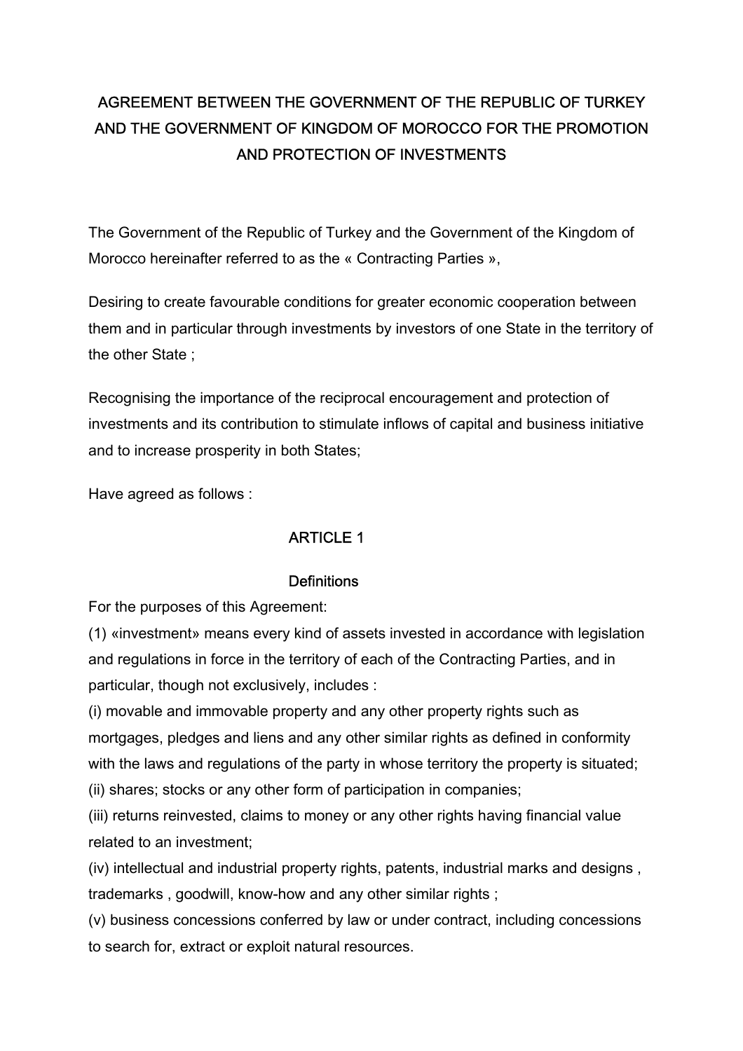# AGREEMENT BETWEEN THE GOVERNMENT OF THE REPUBLIC OF TURKEY AND THE GOVERNMENT OF KINGDOM OF MOROCCO FOR THE PROMOTION AND PROTECTION OF INVESTMENTS

The Government of the Republic of Turkey and the Government of the Kingdom of Morocco hereinafter referred to as the « Contracting Parties »,

Desiring to create favourable conditions for greater economic cooperation between them and in particular through investments by investors of one State in the territory of the other State ;

Recognising the importance of the reciprocal encouragement and protection of investments and its contribution to stimulate inflows of capital and business initiative and to increase prosperity in both States;

Have agreed as follows :

## ARTICLE 1

### Definitions

For the purposes of this Agreement:

(1) «investment» means every kind of assets invested in accordance with legislation and regulations in force in the territory of each of the Contracting Parties, and in particular, though not exclusively, includes :

(i) movable and immovable property and any other property rights such as mortgages, pledges and liens and any other similar rights as defined in conformity with the laws and regulations of the party in whose territory the property is situated;

(ii) shares; stocks or any other form of participation in companies;

(iii) returns reinvested, claims to money or any other rights having financial value related to an investment;

(iv) intellectual and industrial property rights, patents, industrial marks and designs , trademarks , goodwill, know-how and any other similar rights ;

(v) business concessions conferred by law or under contract, including concessions to search for, extract or exploit natural resources.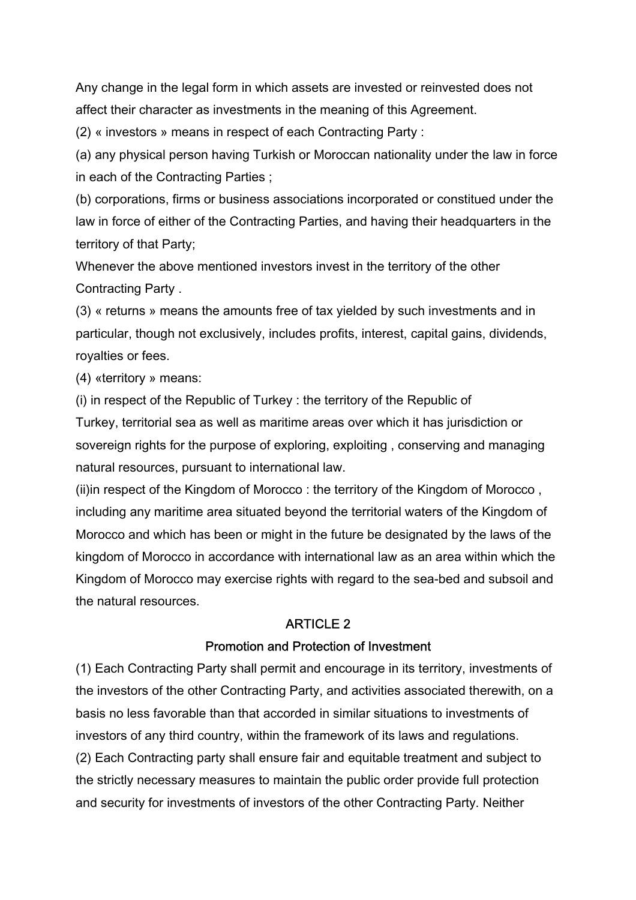Any change in the legal form in which assets are invested or reinvested does not affect their character as investments in the meaning of this Agreement.

(2) « investors » means in respect of each Contracting Party :

(a) any physical person having Turkish or Moroccan nationality under the law in force in each of the Contracting Parties ;

(b) corporations, firms or business associations incorporated or constitued under the law in force of either of the Contracting Parties, and having their headquarters in the territory of that Party;

Whenever the above mentioned investors invest in the territory of the other Contracting Party .

(3) « returns » means the amounts free of tax yielded by such investments and in particular, though not exclusively, includes profits, interest, capital gains, dividends, royalties or fees.

(4) «territory » means:

(i) in respect of the Republic of Turkey : the territory of the Republic of Turkey, territorial sea as well as maritime areas over which it has jurisdiction or sovereign rights for the purpose of exploring, exploiting , conserving and managing natural resources, pursuant to international law.

(ii)in respect of the Kingdom of Morocco : the territory of the Kingdom of Morocco , including any maritime area situated beyond the territorial waters of the Kingdom of Morocco and which has been or might in the future be designated by the laws of the kingdom of Morocco in accordance with international law as an area within which the Kingdom of Morocco may exercise rights with regard to the sea-bed and subsoil and the natural resources.

## ARTICLE 2

## Promotion and Protection of Investment

(1) Each Contracting Party shall permit and encourage in its territory, investments of the investors of the other Contracting Party, and activities associated therewith, on a basis no less favorable than that accorded in similar situations to investments of investors of any third country, within the framework of its laws and regulations.

(2) Each Contracting party shall ensure fair and equitable treatment and subject to the strictly necessary measures to maintain the public order provide full protection and security for investments of investors of the other Contracting Party. Neither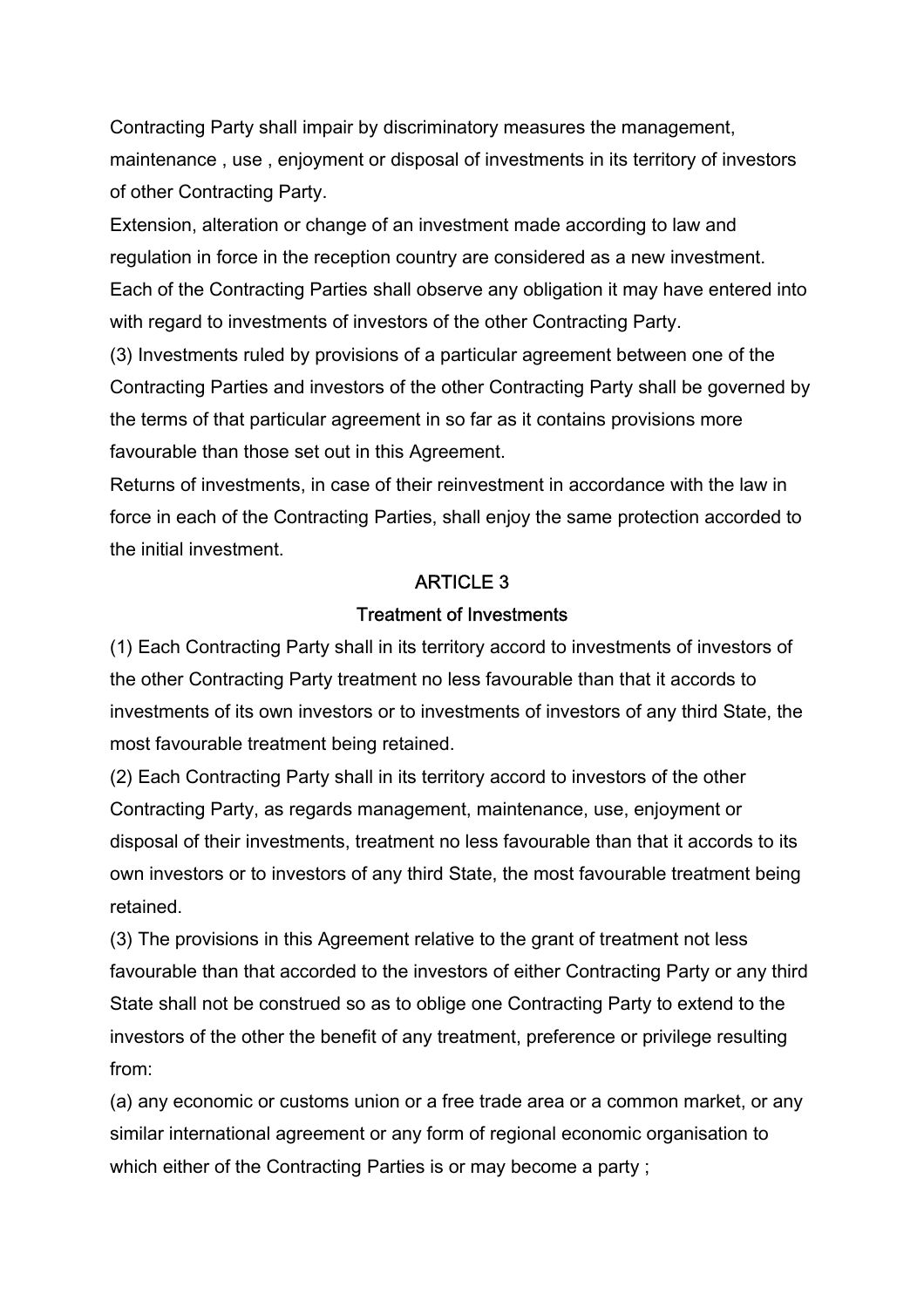Contracting Party shall impair by discriminatory measures the management, maintenance , use , enjoyment or disposal of investments in its territory of investors of other Contracting Party.

Extension, alteration or change of an investment made according to law and regulation in force in the reception country are considered as a new investment.

Each of the Contracting Parties shall observe any obligation it may have entered into with regard to investments of investors of the other Contracting Party.

(3) Investments ruled by provisions of a particular agreement between one of the Contracting Parties and investors of the other Contracting Party shall be governed by the terms of that particular agreement in so far as it contains provisions more favourable than those set out in this Agreement.

Returns of investments, in case of their reinvestment in accordance with the law in force in each of the Contracting Parties, shall enjoy the same protection accorded to the initial investment.

## ARTICLE 3

## Treatment of Investments

(1) Each Contracting Party shall in its territory accord to investments of investors of the other Contracting Party treatment no less favourable than that it accords to investments of its own investors or to investments of investors of any third State, the most favourable treatment being retained.

(2) Each Contracting Party shall in its territory accord to investors of the other Contracting Party, as regards management, maintenance, use, enjoyment or disposal of their investments, treatment no less favourable than that it accords to its own investors or to investors of any third State, the most favourable treatment being retained.

(3) The provisions in this Agreement relative to the grant of treatment not less favourable than that accorded to the investors of either Contracting Party or any third State shall not be construed so as to oblige one Contracting Party to extend to the investors of the other the benefit of any treatment, preference or privilege resulting from:

(a) any economic or customs union or a free trade area or a common market, or any similar international agreement or any form of regional economic organisation to which either of the Contracting Parties is or may become a party ;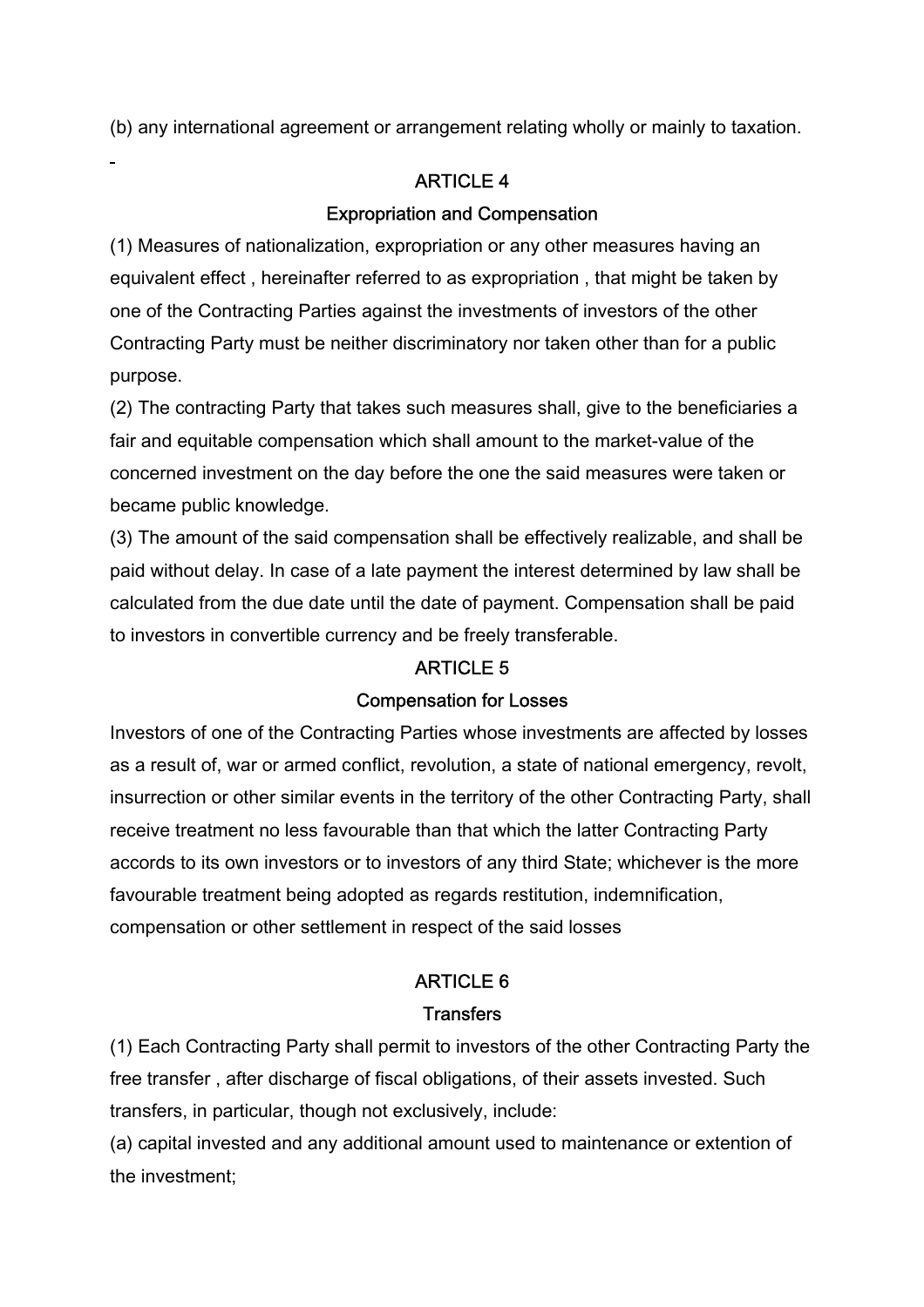(b) any international agreement or arrangement relating wholly or mainly to taxation.

## ARTICLE 4

### Expropriation and Compensation

(1) Measures of nationalization, expropriation or any other measures having an equivalent effect , hereinafter referred to as expropriation , that might be taken by one of the Contracting Parties against the investments of investors of the other Contracting Party must be neither discriminatory nor taken other than for a public purpose.

(2) The contracting Party that takes such measures shall, give to the beneficiaries a fair and equitable compensation which shall amount to the market-value of the concerned investment on the day before the one the said measures were taken or became public knowledge.

(3) The amount of the said compensation shall be effectively realizable, and shall be paid without delay. In case of a late payment the interest determined by law shall be calculated from the due date until the date of payment. Compensation shall be paid to investors in convertible currency and be freely transferable.

## ARTICLE 5

### Compensation for Losses

Investors of one of the Contracting Parties whose investments are affected by losses as a result of, war or armed conflict, revolution, a state of national emergency, revolt, insurrection or other similar events in the territory of the other Contracting Party, shall receive treatment no less favourable than that which the latter Contracting Party accords to its own investors or to investors of any third State; whichever is the more favourable treatment being adopted as regards restitution, indemnification, compensation or other settlement in respect of the said losses

## ARTICLE 6

### Transfers

(1) Each Contracting Party shall permit to investors of the other Contracting Party the free transfer , after discharge of fiscal obligations, of their assets invested. Such transfers, in particular, though not exclusively, include:

(a) capital invested and any additional amount used to maintenance or extention of the investment;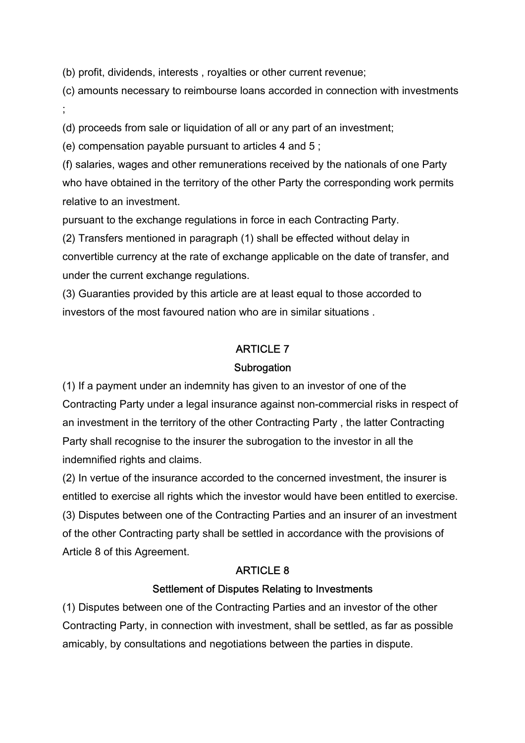(b) profit, dividends, interests , royalties or other current revenue;

(c) amounts necessary to reimbourse loans accorded in connection with investments ;

(d) proceeds from sale or liquidation of all or any part of an investment;

(e) compensation payable pursuant to articles 4 and 5 ;

(f) salaries, wages and other remunerations received by the nationals of one Party who have obtained in the territory of the other Party the corresponding work permits relative to an investment.

pursuant to the exchange regulations in force in each Contracting Party.

(2) Transfers mentioned in paragraph (1) shall be effected without delay in convertible currency at the rate of exchange applicable on the date of transfer, and under the current exchange regulations.

(3) Guaranties provided by this article are at least equal to those accorded to investors of the most favoured nation who are in similar situations .

## ARTICLE 7

### Subrogation

(1) If a payment under an indemnity has given to an investor of one of the Contracting Party under a legal insurance against non-commercial risks in respect of an investment in the territory of the other Contracting Party , the latter Contracting Party shall recognise to the insurer the subrogation to the investor in all the indemnified rights and claims.

(2) In vertue of the insurance accorded to the concerned investment, the insurer is entitled to exercise all rights which the investor would have been entitled to exercise.

(3) Disputes between one of the Contracting Parties and an insurer of an investment of the other Contracting party shall be settled in accordance with the provisions of Article 8 of this Agreement.

## ARTICLE 8

### Settlement of Disputes Relating to Investments

(1) Disputes between one of the Contracting Parties and an investor of the other Contracting Party, in connection with investment, shall be settled, as far as possible amicably, by consultations and negotiations between the parties in dispute.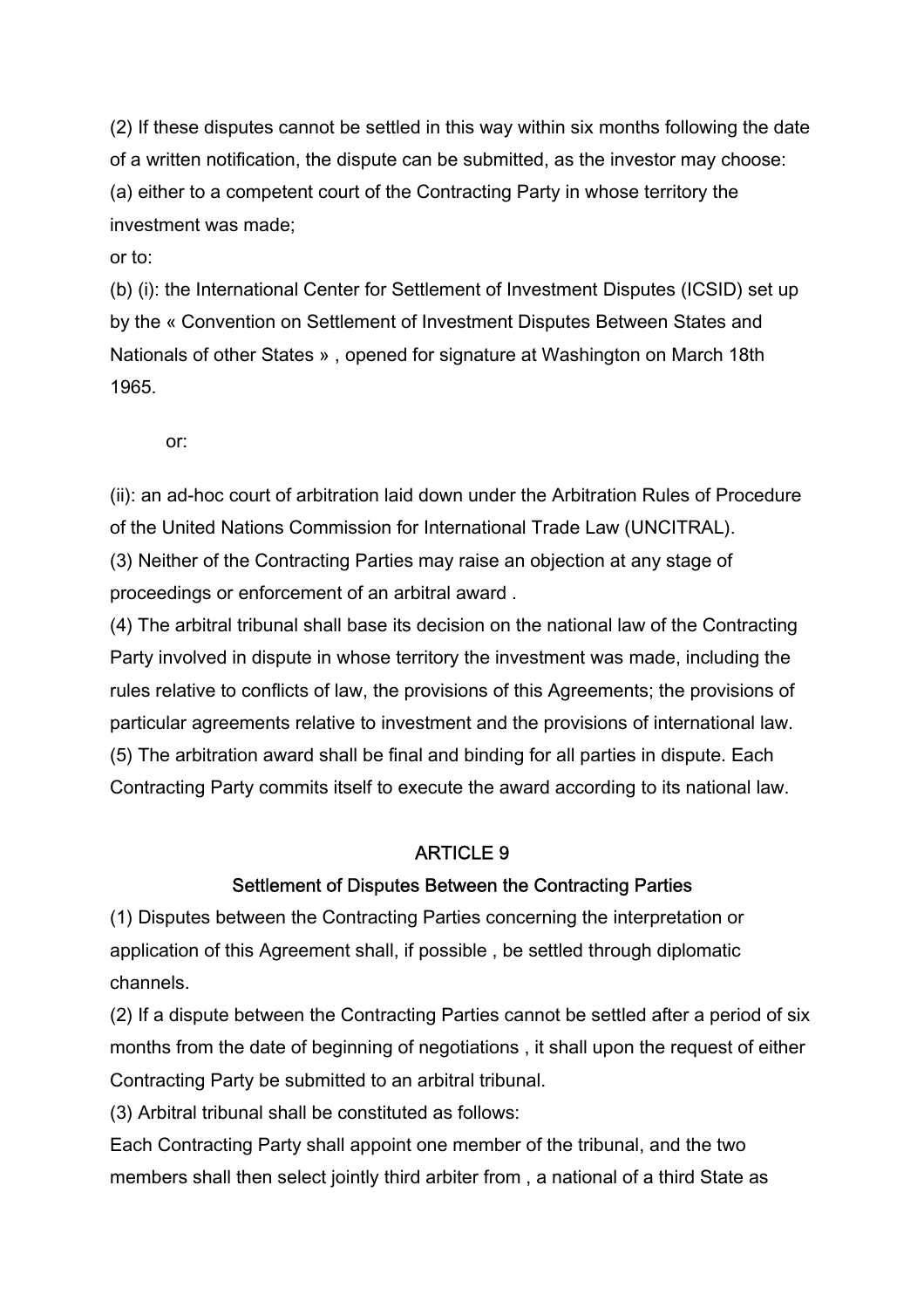(2) If these disputes cannot be settled in this way within six months following the date of a written notification, the dispute can be submitted, as the investor may choose:

(a) either to a competent court of the Contracting Party in whose territory the investment was made;

or to:

(b) (i): the International Center for Settlement of Investment Disputes (ICSID) set up by the « Convention on Settlement of Investment Disputes Between States and Nationals of other States » , opened for signature at Washington on March 18th 1965.

or:

(ii): an ad-hoc court of arbitration laid down under the Arbitration Rules of Procedure of the United Nations Commission for International Trade Law (UNCITRAL).

(3) Neither of the Contracting Parties may raise an objection at any stage of proceedings or enforcement of an arbitral award .

(4) The arbitral tribunal shall base its decision on the national law of the Contracting Party involved in dispute in whose territory the investment was made, including the rules relative to conflicts of law, the provisions of this Agreements; the provisions of particular agreements relative to investment and the provisions of international law.

(5) The arbitration award shall be final and binding for all parties in dispute. Each Contracting Party commits itself to execute the award according to its national law.

## ARTICLE 9

### Settlement of Disputes Between the Contracting Parties

(1) Disputes between the Contracting Parties concerning the interpretation or application of this Agreement shall, if possible , be settled through diplomatic channels.

(2) If a dispute between the Contracting Parties cannot be settled after a period of six months from the date of beginning of negotiations , it shall upon the request of either Contracting Party be submitted to an arbitral tribunal.

(3) Arbitral tribunal shall be constituted as follows:

Each Contracting Party shall appoint one member of the tribunal, and the two members shall then select jointly third arbiter from , a national of a third State as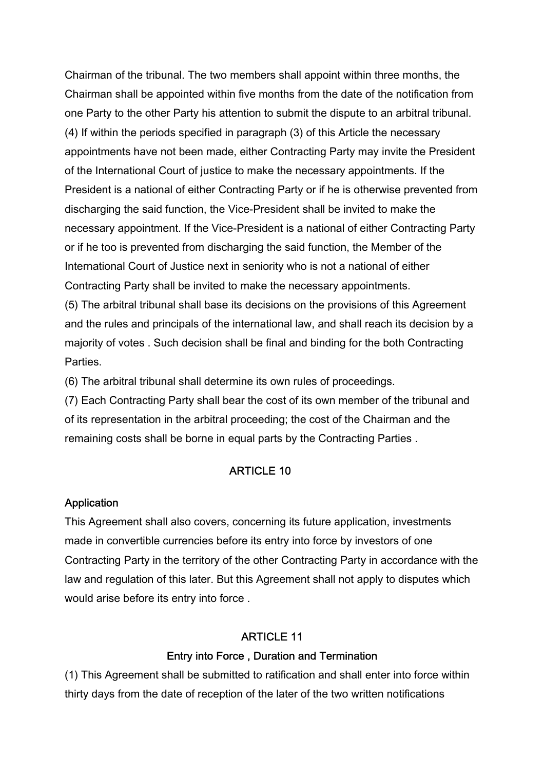Chairman of the tribunal. The two members shall appoint within three months, the Chairman shall be appointed within five months from the date of the notification from one Party to the other Party his attention to submit the dispute to an arbitral tribunal.

(4) If within the periods specified in paragraph (3) of this Article the necessary appointments have not been made, either Contracting Party may invite the President of the International Court of justice to make the necessary appointments. If the President is a national of either Contracting Party or if he is otherwise prevented from discharging the said function, the Vice-President shall be invited to make the necessary appointment. If the Vice-President is a national of either Contracting Party or if he too is prevented from discharging the said function, the Member of the International Court of Justice next in seniority who is not a national of either Contracting Party shall be invited to make the necessary appointments.

(5) The arbitral tribunal shall base its decisions on the provisions of this Agreement and the rules and principals of the international law, and shall reach its decision by a majority of votes . Such decision shall be final and binding for the both Contracting Parties.

(6) The arbitral tribunal shall determine its own rules of proceedings.

(7) Each Contracting Party shall bear the cost of its own member of the tribunal and of its representation in the arbitral proceeding; the cost of the Chairman and the remaining costs shall be borne in equal parts by the Contracting Parties .

## ARTICLE 10

### Application

This Agreement shall also covers, concerning its future application, investments made in convertible currencies before its entry into force by investors of one Contracting Party in the territory of the other Contracting Party in accordance with the law and regulation of this later. But this Agreement shall not apply to disputes which would arise before its entry into force .

## ARTICLE 11

### Entry into Force , Duration and Termination

(1) This Agreement shall be submitted to ratification and shall enter into force within thirty days from the date of reception of the later of the two written notifications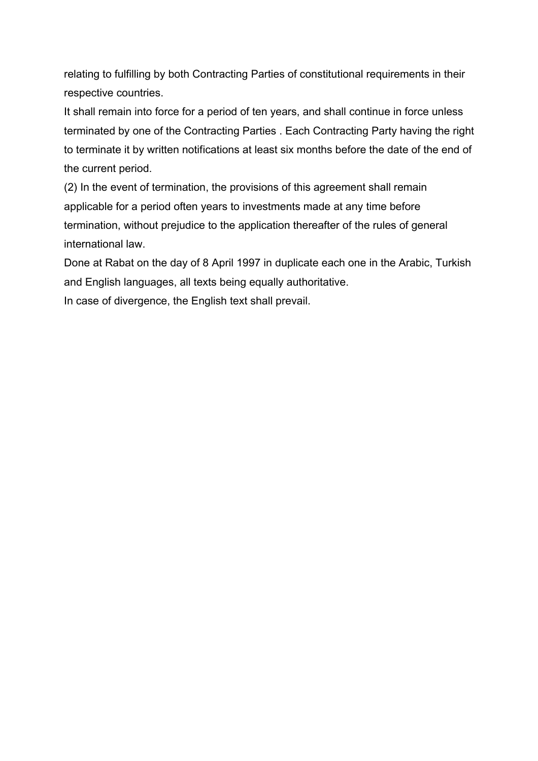relating to fulfilling by both Contracting Parties of constitutional requirements in their respective countries.

It shall remain into force for a period of ten years, and shall continue in force unless terminated by one of the Contracting Parties . Each Contracting Party having the right to terminate it by written notifications at least six months before the date of the end of the current period.

(2) In the event of termination, the provisions of this agreement shall remain applicable for a period often years to investments made at any time before termination, without prejudice to the application thereafter of the rules of general international law.

Done at Rabat on the day of 8 April 1997 in duplicate each one in the Arabic, Turkish and English languages, all texts being equally authoritative.

In case of divergence, the English text shall prevail.